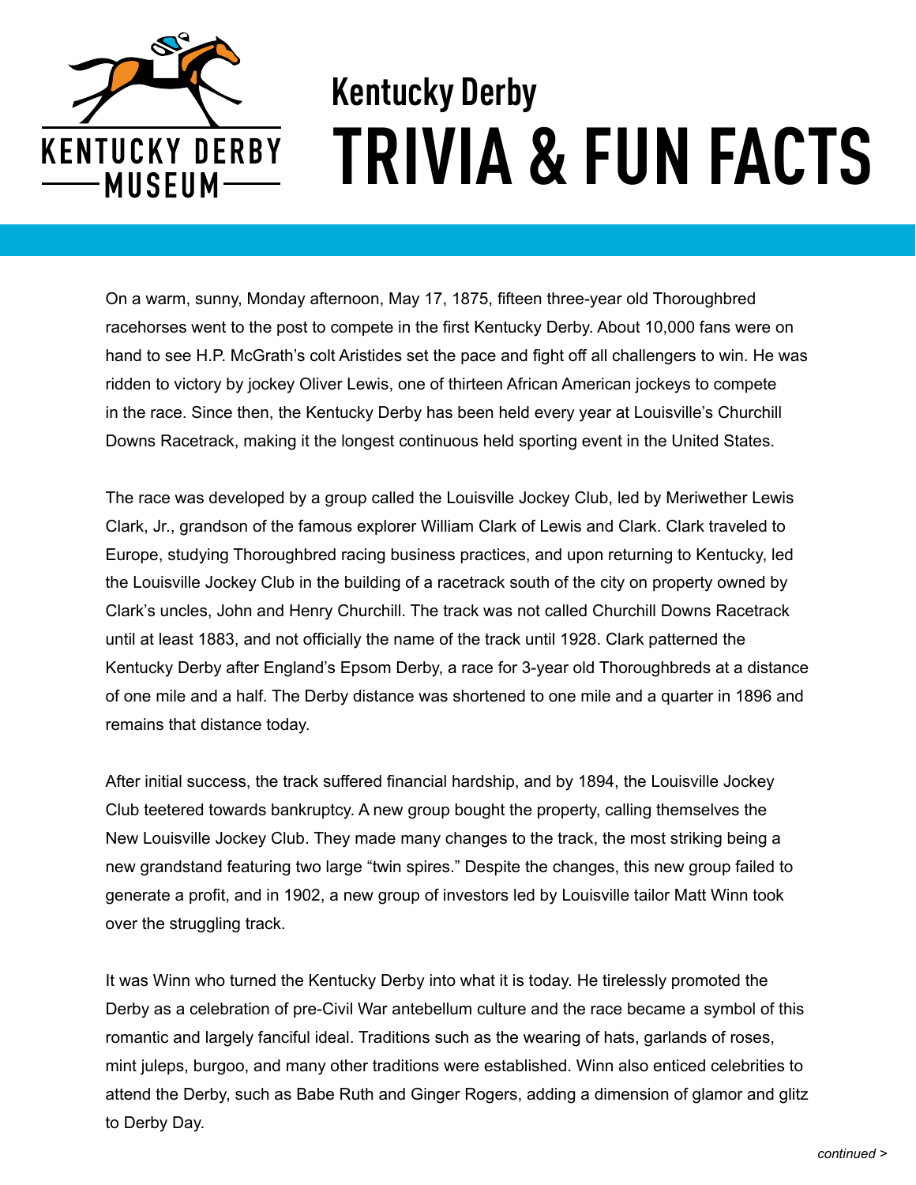KENTUCKY DERBY MUSEUM

# Kentucky Derby TRIVIA & FUN FACTS

On a warm, sunny, Monday afternoon, May 17, 1875, fifteen three-year old Thoroughbred racehorses went to the post to compete in the first Kentucky Derby. About 10,000 fans were on hand to see H.P. McGrath's colt Aristides set the pace and fight off all challengers to win. He was ridden to victory by jockey Oliver Lewis, one of thirteen African American jockeys to compete in the race. Since then, the Kentucky Derby has been held every year at Louisville's Churchill Downs Racetrack, making it the longest continuous held sporting event in the United States.

The race was developed by a group called the Louisville Jockey Club, led by Meriwether Lewis Clark, Jr., grandson of the famous explorer William Clark of Lewis and Clark. Clark traveled to Europe, studying Thoroughbred racing business practices, and upon returning to Kentucky, led the Louisville Jockey Club in the building of a racetrack south of the city on property owned by Clark's uncles, John and Henry Churchill. The track was not called Churchill Downs Racetrack until at least 1883, and not officially the name of the track until 1928. Clark patterned the Kentucky Derby after England's Epsom Derby, a race for 3-year old Thoroughbreds at a distance of one mile and a half. The Derby distance was shortened to one mile and a quarter in 1896 and remains that distance today.

After initial success, the track suffered financial hardship, and by 1894, the Louisville Jockey Club teetered towards bankruptcy. A new group bought the property, calling themselves the New Louisville Jockey Club. They made many changes to the track, the most striking being a new grandstand featuring two large "twin spires." Despite the changes, this new group failed to generate a profit, and in 1902, a new group of investors led by Louisville tailor Matt Winn took over the struggling track.

It was Winn who turned the Kentucky Derby into what it is today. He tirelessly promoted the Derby as a celebration of pre-Civil War antebellum culture and the race became a symbol of this romantic and largely fanciful ideal. Traditions such as the wearing of hats, garlands of roses, mint juleps, burgoo, and many other traditions were established. Winn also enticed celebrities to attend the Derby, such as Babe Ruth and Ginger Rogers, adding a dimension of glamor and glitz to Derby Day.

*continued >*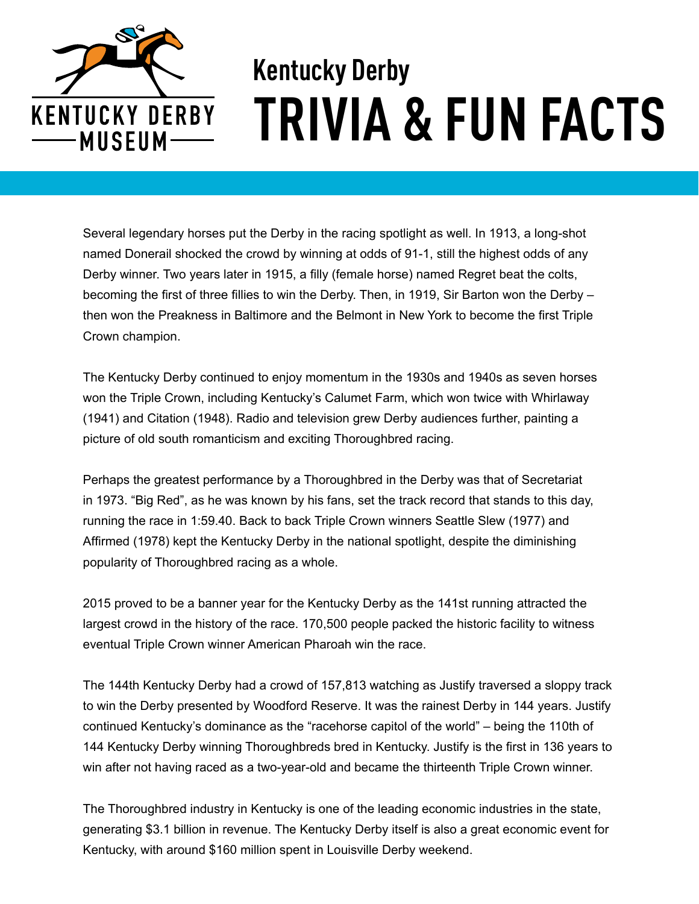# Kentucky Derby TRIVIA & FUN FACTS

Several legendary horses put the Derby in the racing spotlight as well. In 1913, a long-shot named Donerail shocked the crowd by winning at odds of 91-1, still the highest odds of any Derby winner. Two years later in 1915, a filly (female horse) named Regret beat the colts, becoming the first of three fillies to win the Derby. Then, in 1919, Sir Barton won the Derby – then won the Preakness in Baltimore and the Belmont in New York to become the first Triple Crown champion.

The Kentucky Derby continued to enjoy momentum in the 1930s and 1940s as seven horses won the Triple Crown, including Kentucky's Calumet Farm, which won twice with Whirlaway (1941) and Citation (1948). Radio and television grew Derby audiences further, painting a picture of old south romanticism and exciting Thoroughbred racing.

Perhaps the greatest performance by a Thoroughbred in the Derby was that of Secretariat in 1973. "Big Red", as he was known by his fans, set the track record that stands to this day, running the race in 1:59.40. Back to back Triple Crown winners Seattle Slew (1977) and Affirmed (1978) kept the Kentucky Derby in the national spotlight, despite the diminishing popularity of Thoroughbred racing as a whole.

2015 proved to be a banner year for the Kentucky Derby as the 141st running attracted the largest crowd in the history of the race. 170,500 people packed the historic facility to witness eventual Triple Crown winner American Pharoah win the race.

The 144th Kentucky Derby had a crowd of 157,813 watching as Justify traversed a sloppy track to win the Derby presented by Woodford Reserve. It was the rainest Derby in 144 years. Justify continued Kentucky's dominance as the "racehorse capitol of the world" – being the 110th of 144 Kentucky Derby winning Thoroughbreds bred in Kentucky. Justify is the first in 136 years to win after not having raced as a two-year-old and became the thirteenth Triple Crown winner.

The Thoroughbred industry in Kentucky is one of the leading economic industries in the state, generating $3.1 billion in revenue. The Kentucky Derby itself is also a great economic event for Kentucky, with around $160 million spent in Louisville Derby weekend.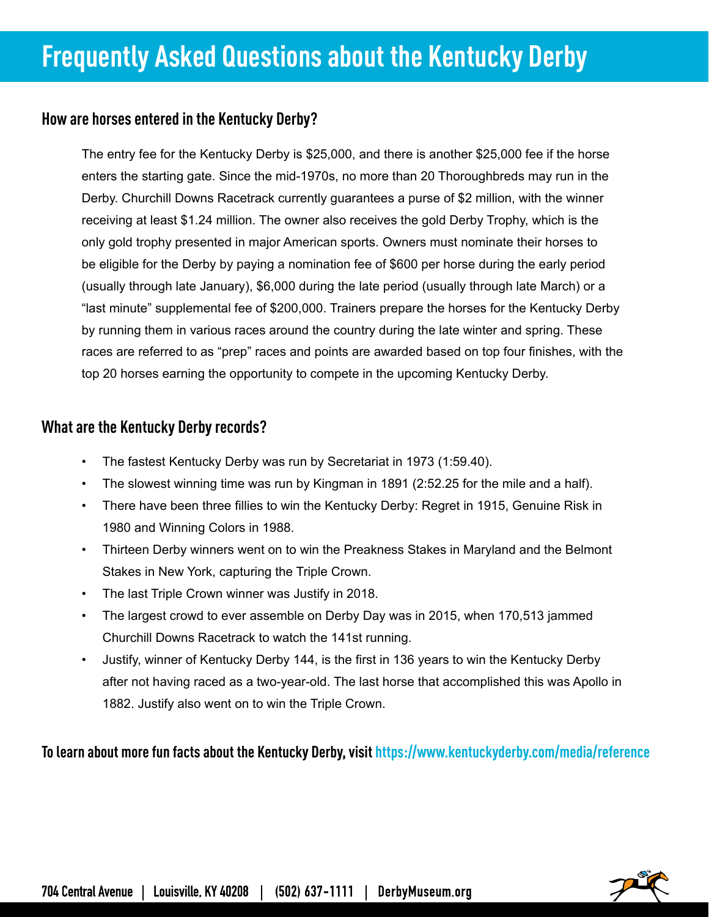# Frequently Asked Questions about the Kentucky Derby

## How are horses entered in the Kentucky Derby?

The entry fee for the Kentucky Derby is $25,000, and there is another $25,000 fee if the horse enters the starting gate. Since the mid-1970s, no more than 20 Thoroughbreds may run in the Derby. Churchill Downs Racetrack currently guarantees a purse of $2 million, with the winner receiving at least $1.24 million. The owner also receives the gold Derby Trophy, which is the only gold trophy presented in major American sports. Owners must nominate their horses to be eligible for the Derby by paying a nomination fee of $600 per horse during the early period (usually through late January), $6,000 during the late period (usually through late March) or a "last minute" supplemental fee of $200,000. Trainers prepare the horses for the Kentucky Derby by running them in various races around the country during the late winter and spring. These races are referred to as "prep" races and points are awarded based on top four finishes, with the top 20 horses earning the opportunity to compete in the upcoming Kentucky Derby.

## What are the Kentucky Derby records?

- The fastest Kentucky Derby was run by Secretariat in 1973 (1:59.40).
- The slowest winning time was run by Kingman in 1891 (2:52.25 for the mile and a half).
- There have been three fillies to win the Kentucky Derby: Regret in 1915, Genuine Risk in 1980 and Winning Colors in 1988.
- Thirteen Derby winners went on to win the Preakness Stakes in Maryland and the Belmont Stakes in New York, capturing the Triple Crown.
- The last Triple Crown winner was Justify in 2018.
- The largest crowd to ever assemble on Derby Day was in 2015, when 170,513 jammed Churchill Downs Racetrack to watch the 141st running.
- Justify, winner of Kentucky Derby 144, is the first in 136 years to win the Kentucky Derby after not having raced as a two-year-old. The last horse that accomplished this was Apollo in 1882. Justify also went on to win the Triple Crown.

**To learn about more fun facts about the Kentucky Derby, visit https://www.kentuckyderby.com/media/reference**

704 Central Avenue | Louisville, KY 40208 | (502) 637-1111 | DerbyMuseum.org